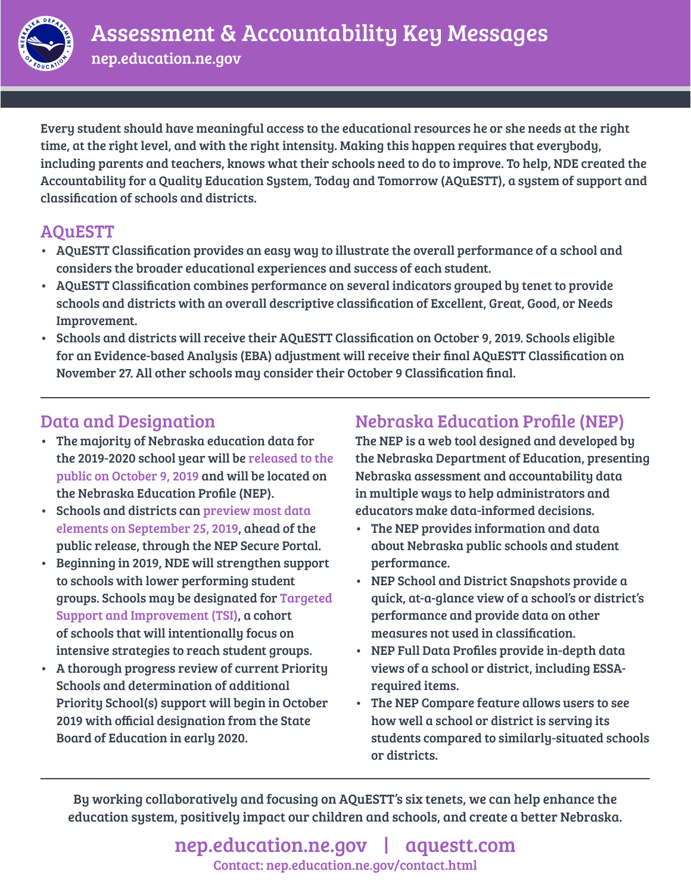# Assessment & Accountability Key Messages

nep.education.ne.gov

Every student should have meaningful access to the educational resources he or she needs at the right time, at the right level, and with the right intensity. Making this happen requires that everybody, including parents and teachers, knows what their schools need to do to improve. To help, NDE created the Accountability for a Quality Education System, Today and Tomorrow (AQuESTT), a system of support and classification of schools and districts.

## AQuESTT

- AQuESTT Classification provides an easy way to illustrate the overall performance of a school and considers the broader educational experiences and success of each student.
- AQuESTT Classification combines performance on several indicators grouped by tenet to provide schools and districts with an overall descriptive classification of Excellent, Great, Good, or Needs Improvement.
- Schools and districts will receive their AQuESTT Classification on October 9, 2019. Schools eligible for an Evidence-based Analysis (EBA) adjustment will receive their final AQuESTT Classification on November 27. All other schools may consider their October 9 Classification final.

## Data and Designation

- The majority of Nebraska education data for the 2019-2020 school year will be released to the public on October 9, 2019 and will be located on the Nebraska Education Profile (NEP).
- Schools and districts can preview most data elements on September 25, 2019, ahead of the public release, through the NEP Secure Portal.
- Beginning in 2019, NDE will strengthen support to schools with lower performing student groups. Schools may be designated for Targeted Support and Improvement (TSI), a cohort of schools that will intentionally focus on intensive strategies to reach student groups.
- A thorough progress review of current Priority Schools and determination of additional Priority School(s) support will begin in October 2019 with official designation from the State Board of Education in early 2020.

## Nebraska Education Profile (NEP)

The NEP is a web tool designed and developed by the Nebraska Department of Education, presenting Nebraska assessment and accountability data in multiple ways to help administrators and educators make data-informed decisions.

- The NEP provides information and data about Nebraska public schools and student performance.
- NEP School and District Snapshots provide a quick, at-a-glance view of a school's or district's performance and provide data on other measures not used in classification.
- NEP Full Data Profiles provide in-depth data views of a school or district, including ESSA-required items.
- The NEP Compare feature allows users to see how well a school or district is serving its students compared to similarly-situated schools or districts.

By working collaboratively and focusing on AQuESTT's six tenets, we can help enhance the education system, positively impact our children and schools, and create a better Nebraska.

**nep.education.ne.gov | aquestt.com**

Contact: nep.education.ne.gov/contact.html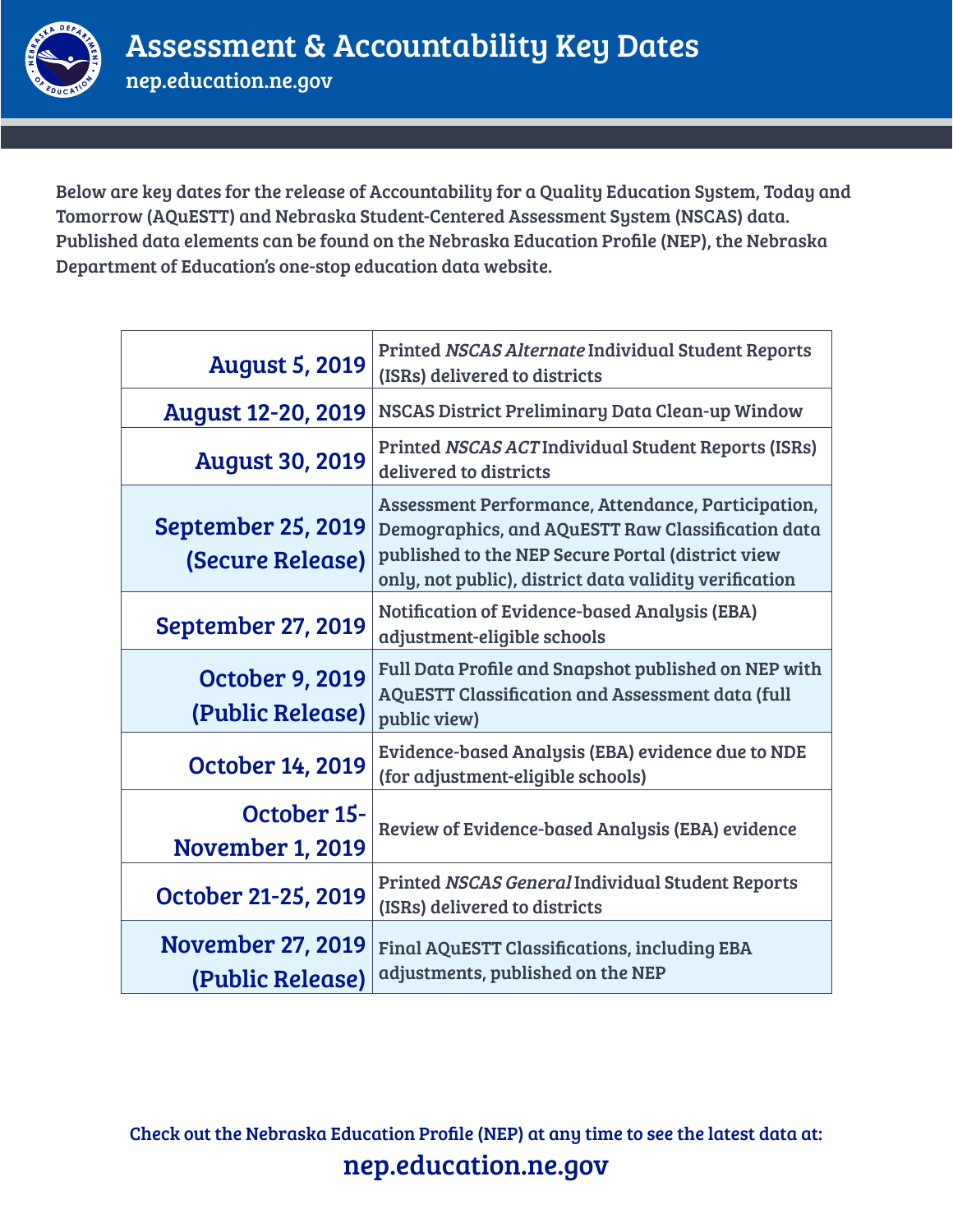# Assessment & Accountability Key Dates

nep.education.ne.gov

Below are key dates for the release of Accountability for a Quality Education System, Today and Tomorrow (AQuESTT) and Nebraska Student-Centered Assessment System (NSCAS) data. Published data elements can be found on the Nebraska Education Profile (NEP), the Nebraska Department of Education's one-stop education data website.

| Date | Event |
|---|---|
| **August 5, 2019** | Printed *NSCAS Alternate* Individual Student Reports (ISRs) delivered to districts |
| **August 12-20, 2019** | NSCAS District Preliminary Data Clean-up Window |
| **August 30, 2019** | Printed *NSCAS ACT* Individual Student Reports (ISRs) delivered to districts |
| **September 25, 2019 (Secure Release)** | Assessment Performance, Attendance, Participation, Demographics, and AQuESTT Raw Classification data published to the NEP Secure Portal (district view only, not public), district data validity verification |
| **September 27, 2019** | Notification of Evidence-based Analysis (EBA) adjustment-eligible schools |
| **October 9, 2019 (Public Release)** | Full Data Profile and Snapshot published on NEP with AQuESTT Classification and Assessment data (full public view) |
| **October 14, 2019** | Evidence-based Analysis (EBA) evidence due to NDE (for adjustment-eligible schools) |
| **October 15-November 1, 2019** | Review of Evidence-based Analysis (EBA) evidence |
| **October 21-25, 2019** | Printed *NSCAS General* Individual Student Reports (ISRs) delivered to districts |
| **November 27, 2019 (Public Release)** | Final AQuESTT Classifications, including EBA adjustments, published on the NEP |

Check out the Nebraska Education Profile (NEP) at any time to see the latest data at:

**nep.education.ne.gov**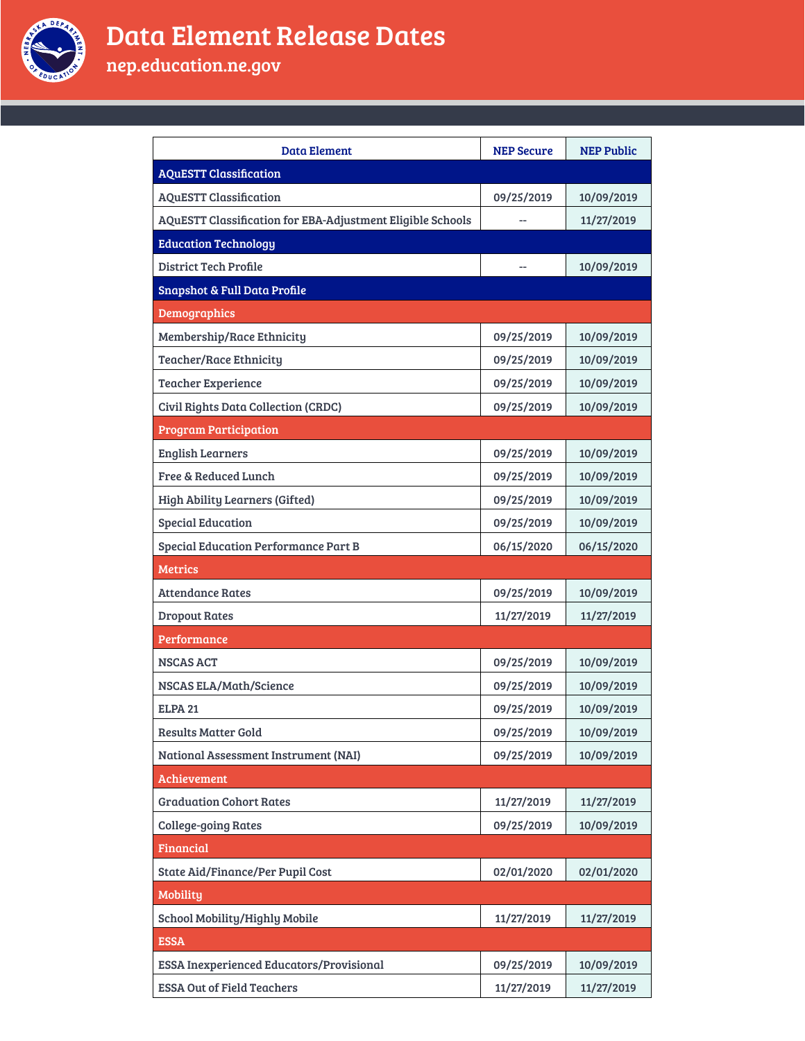# Data Element Release Dates

nep.education.ne.gov

| Data Element | NEP Secure | NEP Public |
| --- | --- | --- |
| **AQuESTT Classification** | | |
| AQuESTT Classification | 09/25/2019 | 10/09/2019 |
| AQuESTT Classification for EBA-Adjustment Eligible Schools | -- | 11/27/2019 |
| **Education Technology** | | |
| District Tech Profile | -- | 10/09/2019 |
| **Snapshot & Full Data Profile** | | |
| **Demographics** | | |
| Membership/Race Ethnicity | 09/25/2019 | 10/09/2019 |
| Teacher/Race Ethnicity | 09/25/2019 | 10/09/2019 |
| Teacher Experience | 09/25/2019 | 10/09/2019 |
| Civil Rights Data Collection (CRDC) | 09/25/2019 | 10/09/2019 |
| **Program Participation** | | |
| English Learners | 09/25/2019 | 10/09/2019 |
| Free & Reduced Lunch | 09/25/2019 | 10/09/2019 |
| High Ability Learners (Gifted) | 09/25/2019 | 10/09/2019 |
| Special Education | 09/25/2019 | 10/09/2019 |
| Special Education Performance Part B | 06/15/2020 | 06/15/2020 |
| **Metrics** | | |
| Attendance Rates | 09/25/2019 | 10/09/2019 |
| Dropout Rates | 11/27/2019 | 11/27/2019 |
| **Performance** | | |
| NSCAS ACT | 09/25/2019 | 10/09/2019 |
| NSCAS ELA/Math/Science | 09/25/2019 | 10/09/2019 |
| ELPA 21 | 09/25/2019 | 10/09/2019 |
| Results Matter Gold | 09/25/2019 | 10/09/2019 |
| National Assessment Instrument (NAI) | 09/25/2019 | 10/09/2019 |
| **Achievement** | | |
| Graduation Cohort Rates | 11/27/2019 | 11/27/2019 |
| College-going Rates | 09/25/2019 | 10/09/2019 |
| **Financial** | | |
| State Aid/Finance/Per Pupil Cost | 02/01/2020 | 02/01/2020 |
| **Mobility** | | |
| School Mobility/Highly Mobile | 11/27/2019 | 11/27/2019 |
| **ESSA** | | |
| ESSA Inexperienced Educators/Provisional | 09/25/2019 | 10/09/2019 |
| ESSA Out of Field Teachers | 11/27/2019 | 11/27/2019 |